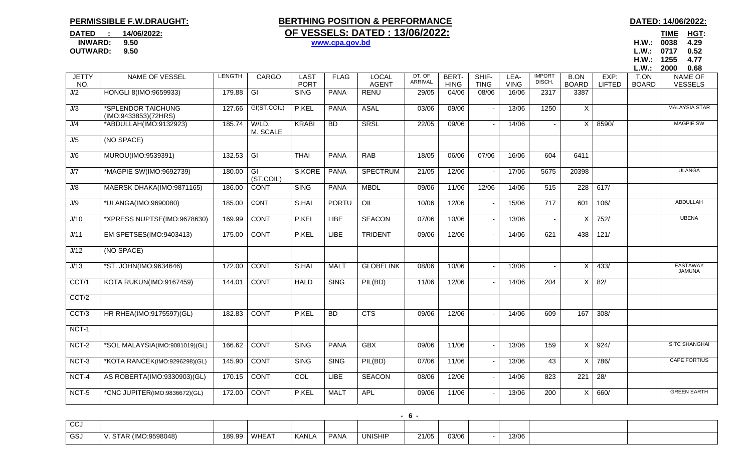**PERMISSIBLE F.W.DRAUGHT:**

**DATED : 14/06/2022:**
**INWARD: 9.50**
**OUTWARD: 9.50**

# BERTHING POSITION & PERFORMANCE OF VESSELS: DATED : 13/06/2022:

www.cpa.gov.bd

**DATED: 14/06/2022:**

| | TIME | HGT: |
|---|---|---|
| H.W.: | 0038 | 4.29 |
| L.W.: | 0717 | 0.52 |
| H.W.: | 1255 | 4.77 |
| L.W.: | 2000 | 0.68 |

| JETTY NO. | NAME OF VESSEL | LENGTH | CARGO | LAST PORT | FLAG | LOCAL AGENT | DT. OF ARRIVAL | BERT-HING | SHIF-TING | LEA-VING | IMPORT DISCH. | B.ON BOARD | EXP: LIFTED | T.ON BOARD | NAME OF VESSELS |
|---|---|---|---|---|---|---|---|---|---|---|---|---|---|---|---|
| J/2 | HONGLI 8(IMO:9659933) | 179.88 | GI | SING | PANA | RENU | 29/05 | 04/06 | 08/06 | 16/06 | 2317 | 3387 | | | |
| J/3 | *SPLENDOR TAICHUNG (IMO:9433853)(72HRS) | 127.66 | GI(ST.COIL) | P.KEL | PANA | ASAL | 03/06 | 09/06 | - | 13/06 | 1250 | X | | | MALAYSIA STAR |
| J/4 | *ABDULLAH(IMO:9132923) | 185.74 | W/LD. M. SCALE | KRABI | BD | SRSL | 22/05 | 09/06 | - | 14/06 | - | X | 8590/ | | MAGPIE SW |
| J/5 | (NO SPACE) | | | | | | | | | | | | | | |
| J/6 | MUROU(IMO:9539391) | 132.53 | GI | THAI | PANA | RAB | 18/05 | 06/06 | 07/06 | 16/06 | 604 | 6411 | | | |
| J/7 | *MAGPIE SW(IMO:9692739) | 180.00 | GI (ST.COIL) | S.KORE | PANA | SPECTRUM | 21/05 | 12/06 | - | 17/06 | 5675 | 20398 | | | ULANGA |
| J/8 | MAERSK DHAKA(IMO:9871165) | 186.00 | CONT | SING | PANA | MBDL | 09/06 | 11/06 | 12/06 | 14/06 | 515 | 228 | 617/ | | |
| J/9 | *ULANGA(IMO:9690080) | 185.00 | CONT | S.HAI | PORTU | OIL | 10/06 | 12/06 | - | 15/06 | 717 | 601 | 106/ | | ABDULLAH |
| J/10 | *XPRESS NUPTSE(IMO:9678630) | 169.99 | CONT | P.KEL | LIBE | SEACON | 07/06 | 10/06 | - | 13/06 | - | X | 752/ | | UBENA |
| J/11 | EM SPETSES(IMO:9403413) | 175.00 | CONT | P.KEL | LIBE | TRIDENT | 09/06 | 12/06 | - | 14/06 | 621 | 438 | 121/ | | |
| J/12 | (NO SPACE) | | | | | | | | | | | | | | |
| J/13 | *ST. JOHN(IMO:9634646) | 172.00 | CONT | S.HAI | MALT | GLOBELINK | 08/06 | 10/06 | - | 13/06 | - | X | 433/ | | EASTAWAY JAMUNA |
| CCT/1 | KOTA RUKUN(IMO:9167459) | 144.01 | CONT | HALD | SING | PIL(BD) | 11/06 | 12/06 | - | 14/06 | 204 | X | 82/ | | |
| CCT/2 | | | | | | | | | | | | | | | |
| CCT/3 | HR RHEA(IMO:9175597)(GL) | 182.83 | CONT | P.KEL | BD | CTS | 09/06 | 12/06 | - | 14/06 | 609 | 167 | 308/ | | |
| NCT-1 | | | | | | | | | | | | | | | |
| NCT-2 | *SOL MALAYSIA(IMO:9081019)(GL) | 166.62 | CONT | SING | PANA | GBX | 09/06 | 11/06 | - | 13/06 | 159 | X | 924/ | | SITC SHANGHAI |
| NCT-3 | *KOTA RANCEK(IMO:9296298)(GL) | 145.90 | CONT | SING | SING | PIL(BD) | 07/06 | 11/06 | - | 13/06 | 43 | X | 786/ | | CAPE FORTIUS |
| NCT-4 | AS ROBERTA(IMO:9330903)(GL) | 170.15 | CONT | COL | LIBE | SEACON | 08/06 | 12/06 | - | 14/06 | 823 | 221 | 28/ | | |
| NCT-5 | *CNC JUPITER(IMO:9836672)(GL) | 172.00 | CONT | P.KEL | MALT | APL | 09/06 | 11/06 | - | 13/06 | 200 | X | 660/ | | GREEN EARTH |
| CCJ | | | | | | | | | | | | | | | |
| GSJ | V. STAR (IMO:9598048) | 189.99 | WHEAT | KANLA | PANA | UNISHIP | 21/05 | 03/06 | - | 13/06 | | | | | |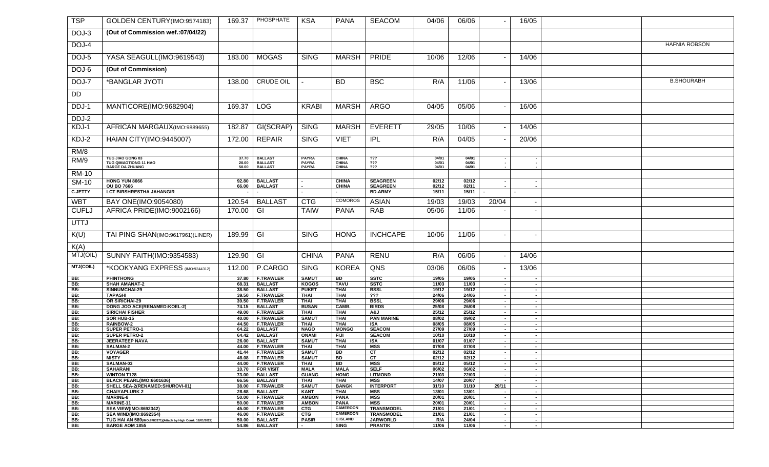| | | | | | | | | | | | | |
|---|---|---|---|---|---|---|---|---|---|---|---|---|
| TSP | GOLDEN CENTURY(IMO:9574183) | 169.37 | PHOSPHATE | KSA | PANA | SEACOM | 04/06 | 06/06 | - | 16/05 | | |
| DOJ-3 | (Out of Commission wef.:07/04/22) | | | | | | | | | | | |
| DOJ-4 | | | | | | | | | | | | HAFNIA ROBSON |
| DOJ-5 | YASA SEAGULL(IMO:9619543) | 183.00 | MOGAS | SING | MARSH | PRIDE | 10/06 | 12/06 | - | 14/06 | | |
| DOJ-6 | (Out of Commission) | | | | | | | | | | | |
| DOJ-7 | *BANGLAR JYOTI | 138.00 | CRUDE OIL | - | BD | BSC | R/A | 11/06 | - | 13/06 | | B.SHOURABH |
| DD | | | | | | | | | | | | |
| DDJ-1 | MANTICORE(IMO:9682904) | 169.37 | LOG | KRABI | MARSH | ARGO | 04/05 | 05/06 | - | 16/06 | | |
| DDJ-2 | | | | | | | | | | | | |
| KDJ-1 | AFRICAN MARGAUX(IMO:9889655) | 182.87 | GI(SCRAP) | SING | MARSH | EVERETT | 29/05 | 10/06 | - | 14/06 | | |
| KDJ-2 | HAIAN CITY(IMO:9445007) | 172.00 | REPAIR | SING | VIET | IPL | R/A | 04/05 | - | 20/06 | | |
| RM/8 | | | | | | | | | | | | |
| RM/9 | TUG JIAO GONG 83 | 37.70 | BALLAST | PAYRA | CHINA | ??? | 04/01 | 04/01 | - | - | | |
| | TUG QIMAOTIONG 11 HAO | 20.00 | BALLAST | PAYRA | CHINA | ??? | 04/01 | 04/01 | - | - | | |
| | BARGE DA ZHUANG | 50.00 | BALLAST | PAYRA | CHINA | ??? | 04/01 | 04/01 | - | - | | |
| RM-10 | | | | | | | | | | | | |
| SM-10 | HONG YUN 8666 | 92.80 | BALLAST | - | CHINA | SEAGREEN | 02/12 | 02/12 | - | - | | |
| | OU BO 7666 | 66.00 | BALLAST | - | CHINA | SEAGREEN | 02/12 | 02/11 | - | - | | |
| C.JETTY | LCT BIRSHRESTHA JAHANGIR | - | - | - | - | BD.ARMY | 15/11 | 15/11 | - | - | | |
| WBT | BAY ONE(IMO:9054080) | 120.54 | BALLAST | CTG | COMOROS | ASIAN | 19/03 | 19/03 | 20/04 | - | | |
| CUFLJ | AFRICA PRIDE(IMO:9002166) | 170.00 | GI | TAIW | PANA | RAB | 05/06 | 11/06 | - | - | | |
| UTTJ | | | | | | | | | | | | |
| K(U) | TAI PING SHAN(IMO:9617961)(LINER) | 189.99 | GI | SING | HONG | INCHCAPE | 10/06 | 11/06 | - | - | | |
| K(A) | | | | | | | | | | | | |
| MTJ(OIL) | SUNNY FAITH(IMO:9354583) | 129.90 | GI | CHINA | PANA | RENU | R/A | 06/06 | - | 14/06 | | |
| MTJ(COIL) | *KOOKYANG EXPRESS (IMO:9244312) | 112.00 | P.CARGO | SING | KOREA | QNS | 03/06 | 06/06 | - | 13/06 | | |
| BB: | PHINTHONG | 37.80 | F.TRAWLER | SAMUT | BD | SSTC | 19/05 | 19/05 | - | - | | |
| BB: | SHAH AMANAT-2 | 68.31 | BALLAST | KOGOS | TAVU | SSTC | 11/03 | 11/03 | - | - | | |
| BB: | SINNUMCHAI-29 | 38.50 | BALLAST | PUKET | THAI | BSSL | 19/12 | 19/12 | - | - | | |
| BB: | TAPASHI | 39.50 | F.TRAWLER | THAI | THAI | ??? | 24/06 | 24/06 | - | - | | |
| BB: | OR SIRICHAI-29 | 39.50 | F.TRAWLER | THAI | THAI | BSSL | 29/06 | 29/06 | - | - | | |
| BB: | DONG JOO ACE(RENAMED:KOEL-2) | 74.15 | BALLAST | BUSAN | CAMB. | BIRDS | 25/08 | 26/08 | - | - | | |
| BB: | SIRICHAI FISHER | 49.00 | F.TRAWLER | THAI | THAI | A&J | 25/12 | 25/12 | - | - | | |
| BB: | SOR HUB-15 | 40.00 | F.TRAWLER | SAMUT | THAI | PAN MARINE | 08/02 | 09/02 | - | - | | |
| BB: | RAINBOW-2 | 44.50 | F.TRAWLER | THAI | THAI | ISA | 08/05 | 08/05 | - | - | | |
| BB: | SUPER PETRO-1 | 64.22 | BALLAST | NAGO | MONGO | SEACOM | 27/09 | 27/09 | - | - | | |
| BB: | SUPER PETRO-2 | 64.42 | BALLAST | ONAMI | FIJI | SEACOM | 10/10 | 10/10 | - | - | | |
| BB: | JEERATEEP NAVA | 26.00 | BALLAST | SAMUT | THAI | ISA | 01/07 | 01/07 | - | - | | |
| BB: | SALMAN-2 | 44.00 | F.TRAWLER | THAI | THAI | MSS | 07/08 | 07/08 | - | - | | |
| BB: | VOYAGER | 41.44 | F.TRAWLER | SAMUT | BD | CT | 02/12 | 02/12 | - | - | | |
| BB: | MISTY | 48.08 | F.TRAWLER | SAMUT | BD | CT | 02/12 | 02/12 | - | - | | |
| BB: | SALMAN-03 | 44.00 | F.TRAWLER | THAI | BD | MSS | 05/12 | 05/12 | - | - | | |
| BB: | SAHARANI | 10.70 | FOR VISIT | MALA | MALA | SELF | 06/02 | 06/02 | - | - | | |
| BB: | WINTON T128 | 73.00 | BALLAST | GUANG | HONG | LITMOND | 21/03 | 22/03 | - | - | | |
| BB: | BLACK PEARL(IMO:6601636) | 66.56 | BALLAST | THAI | THAI | MSS | 14/07 | 20/07 | - | - | | |
| BB: | SHELL SEA-2(RENAMED:SHUROVI-01) | 38.00 | F.TRAWLER | SAMUT | BANGK | INTERPORT | 31/10 | 31/10 | 29/11 | - | | |
| BB: | CHAIYAPLURK 2 | 28.68 | BALLAST | KANT | THAI | MSS | 13/01 | 13/01 | - | - | | |
| BB: | MARINE-8 | 50.00 | F.TRAWLER | AMBON | PANA | MSS | 20/01 | 20/01 | - | - | | |
| BB: | MARINE-11 | 50.00 | F.TRAWLER | AMBON | PANA | MSS | 20/01 | 20/01 | - | - | | |
| BB: | SEA VIEW(IMO:8692342) | 45.00 | F.TRAWLER | CTG | CAMEROON | TRANSMODEL | 21/01 | 21/01 | - | - | | |
| BB: | SEA WIND(IMO:8692354) | 46.00 | F.TRAWLER | CTG | CAMEROON | TRANSMODEL | 21/01 | 21/01 | - | - | | |
| BB: | TUG HAI AN 589(IMO:8780371)(Attach by High Court: 12/01/2022) | 50.00 | BALLAST | PASIR | C.ISLAND | JARWORLD | R/A | 24/04 | - | - | | |
| BB: | BARGE AOM 1855 | 54.86 | BALLAST | - | SING | PRANTIK | 11/06 | 11/06 | - | - | | |